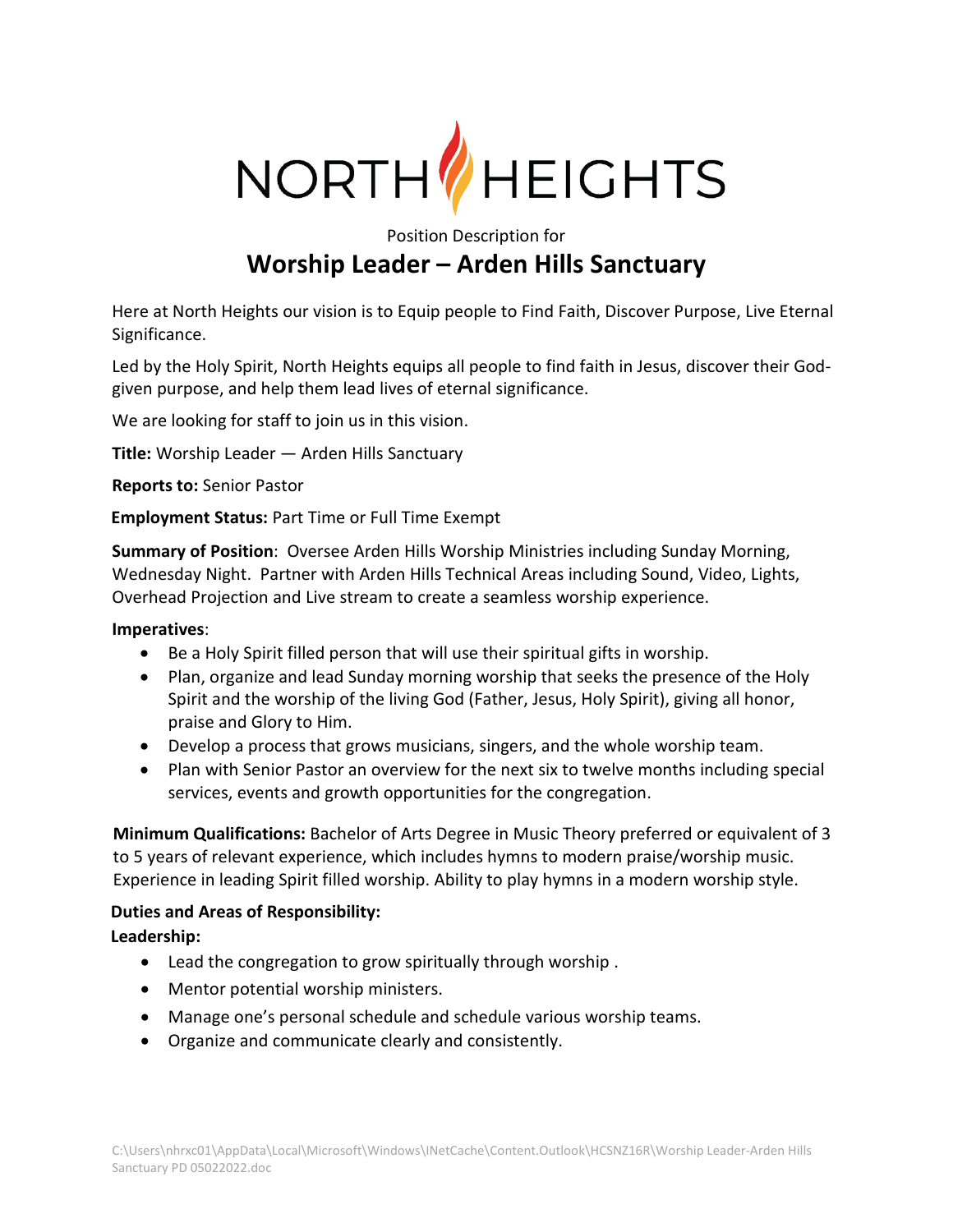# NORTH HEIGHTS

Position Description for

## Worship Leader – Arden Hills Sanctuary

Here at North Heights our vision is to Equip people to Find Faith, Discover Purpose, Live Eternal Significance.

Led by the Holy Spirit, North Heights equips all people to find faith in Jesus, discover their God-given purpose, and help them lead lives of eternal significance.

We are looking for staff to join us in this vision.

**Title:** Worship Leader — Arden Hills Sanctuary

**Reports to:** Senior Pastor

**Employment Status:** Part Time or Full Time Exempt

**Summary of Position**: Oversee Arden Hills Worship Ministries including Sunday Morning, Wednesday Night. Partner with Arden Hills Technical Areas including Sound, Video, Lights, Overhead Projection and Live stream to create a seamless worship experience.

**Imperatives**:

- Be a Holy Spirit filled person that will use their spiritual gifts in worship.
- Plan, organize and lead Sunday morning worship that seeks the presence of the Holy Spirit and the worship of the living God (Father, Jesus, Holy Spirit), giving all honor, praise and Glory to Him.
- Develop a process that grows musicians, singers, and the whole worship team.
- Plan with Senior Pastor an overview for the next six to twelve months including special services, events and growth opportunities for the congregation.

**Minimum Qualifications:** Bachelor of Arts Degree in Music Theory preferred or equivalent of 3 to 5 years of relevant experience, which includes hymns to modern praise/worship music. Experience in leading Spirit filled worship. Ability to play hymns in a modern worship style.

**Duties and Areas of Responsibility:**

**Leadership:**

- Lead the congregation to grow spiritually through worship .
- Mentor potential worship ministers.
- Manage one's personal schedule and schedule various worship teams.
- Organize and communicate clearly and consistently.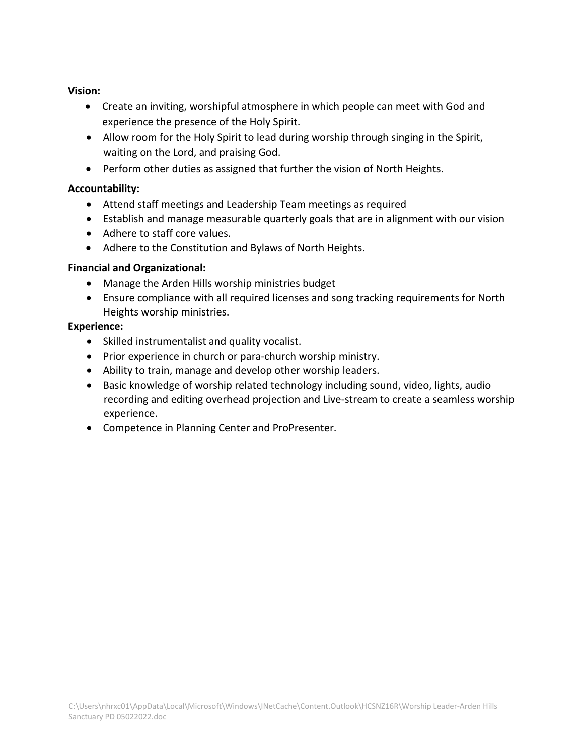**Vision:**

- Create an inviting, worshipful atmosphere in which people can meet with God and experience the presence of the Holy Spirit.
- Allow room for the Holy Spirit to lead during worship through singing in the Spirit, waiting on the Lord, and praising God.
- Perform other duties as assigned that further the vision of North Heights.

**Accountability:**

- Attend staff meetings and Leadership Team meetings as required
- Establish and manage measurable quarterly goals that are in alignment with our vision
- Adhere to staff core values.
- Adhere to the Constitution and Bylaws of North Heights.

**Financial and Organizational:**

- Manage the Arden Hills worship ministries budget
- Ensure compliance with all required licenses and song tracking requirements for North Heights worship ministries.

**Experience:**

- Skilled instrumentalist and quality vocalist.
- Prior experience in church or para-church worship ministry.
- Ability to train, manage and develop other worship leaders.
- Basic knowledge of worship related technology including sound, video, lights, audio recording and editing overhead projection and Live-stream to create a seamless worship experience.
- Competence in Planning Center and ProPresenter.